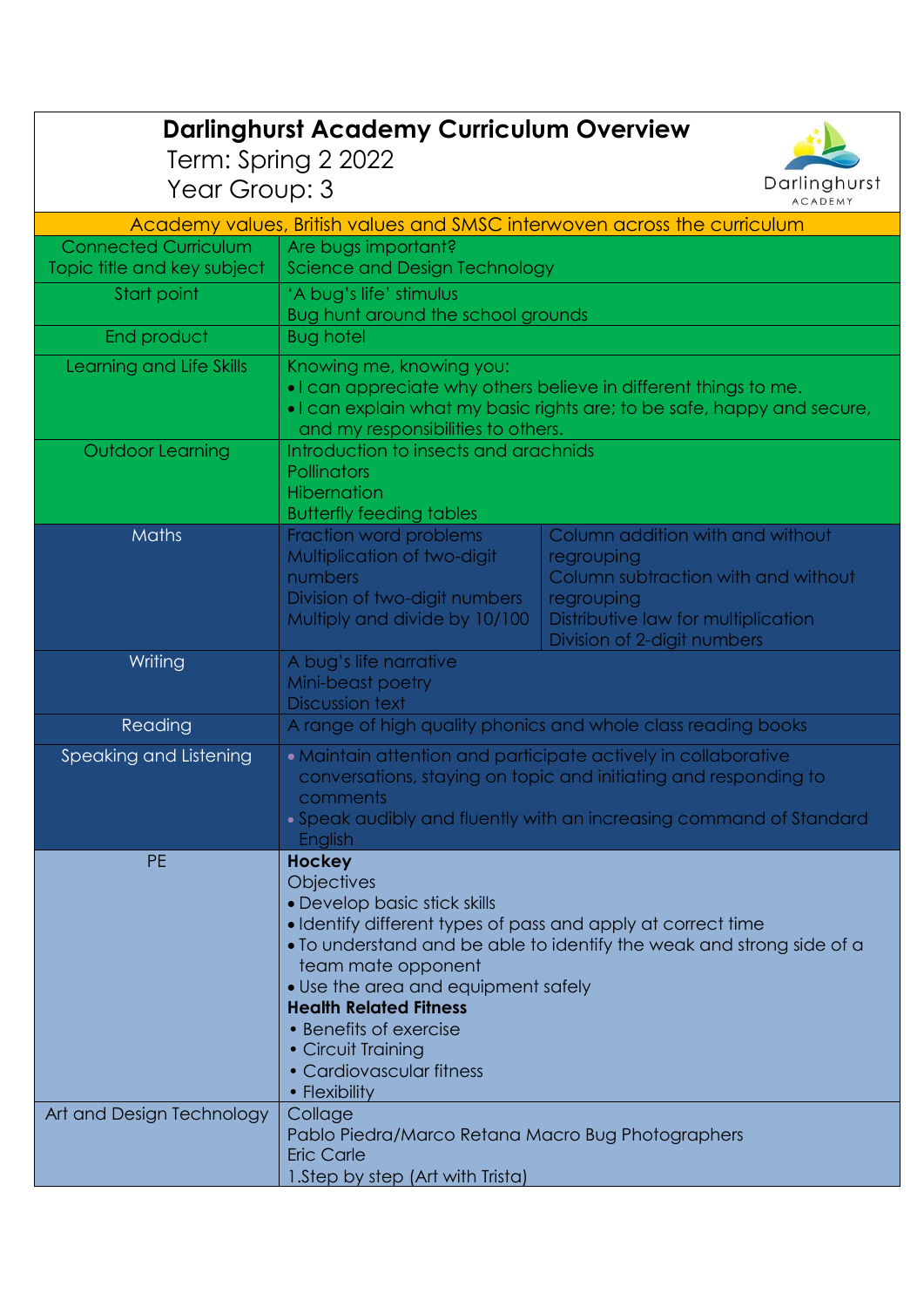# Darlinghurst Academy Curriculum Overview

Term: Spring 2 2022

Year Group: 3

| Academy values, British values and SMSC interwoven across the curriculum | | |
|---|---|---|
| Connected Curriculum<br>Topic title and key subject | Are bugs important?<br>Science and Design Technology | |
| Start point | 'A bug's life' stimulus<br>Bug hunt around the school grounds | |
| End product | Bug hotel | |
| Learning and Life Skills | Knowing me, knowing you:<br>• I can appreciate why others believe in different things to me.<br>• I can explain what my basic rights are; to be safe, happy and secure, and my responsibilities to others. | |
| Outdoor Learning | Introduction to insects and arachnids<br>Pollinators<br>Hibernation<br>Butterfly feeding tables | |
| Maths | Fraction word problems<br>Multiplication of two-digit numbers<br>Division of two-digit numbers<br>Multiply and divide by 10/100 | Column addition with and without regrouping<br>Column subtraction with and without regrouping<br>Distributive law for multiplication<br>Division of 2-digit numbers |
| Writing | A bug's life narrative<br>Mini-beast poetry<br>Discussion text | |
| Reading | A range of high quality phonics and whole class reading books | |
| Speaking and Listening | • Maintain attention and participate actively in collaborative conversations, staying on topic and initiating and responding to comments<br>• Speak audibly and fluently with an increasing command of Standard English | |
| PE | **Hockey**<br>Objectives<br>• Develop basic stick skills<br>• Identify different types of pass and apply at correct time<br>• To understand and be able to identify the weak and strong side of a team mate opponent<br>• Use the area and equipment safely<br>**Health Related Fitness**<br>• Benefits of exercise<br>• Circuit Training<br>• Cardiovascular fitness<br>• Flexibility | |
| Art and Design Technology | Collage<br>Pablo Piedra/Marco Retana Macro Bug Photographers<br>Eric Carle<br>1.Step by step (Art with Trista) | |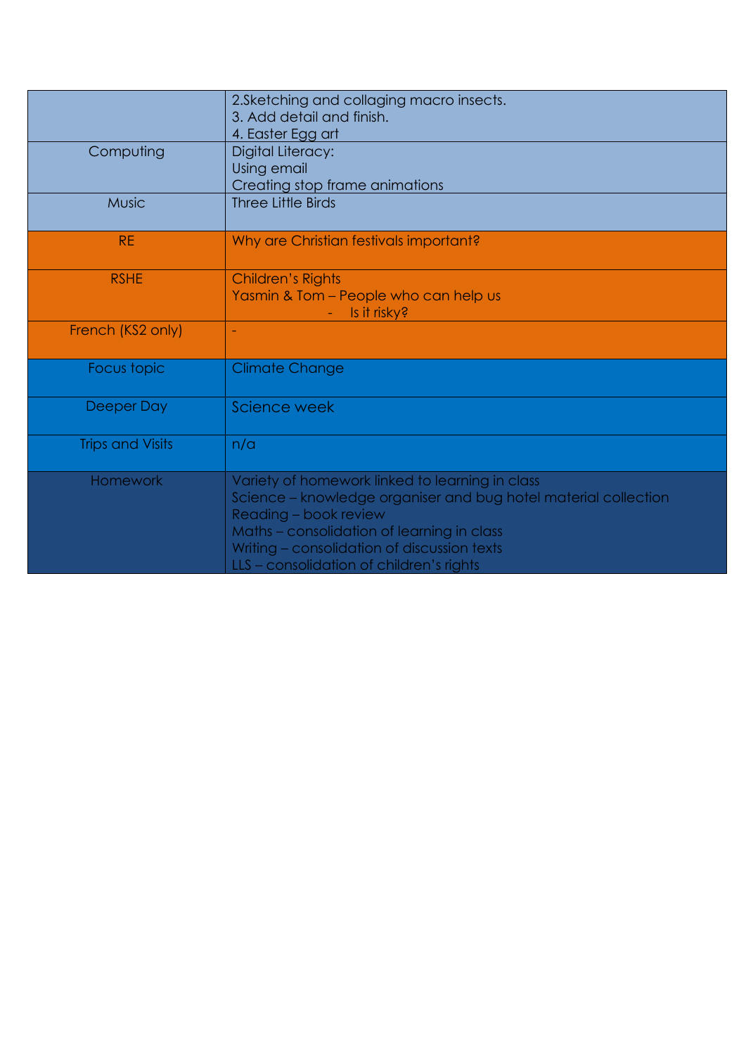| | |
|---|---|
| | 2.Sketching and collaging macro insects.<br>3. Add detail and finish.<br>4. Easter Egg art |
| Computing | Digital Literacy:<br>Using email<br>Creating stop frame animations |
| Music | Three Little Birds |
| RE | Why are Christian festivals important? |
| RSHE | Children's Rights<br>Yasmin & Tom – People who can help us<br>- Is it risky? |
| French (KS2 only) | - |
| Focus topic | Climate Change |
| Deeper Day | Science week |
| Trips and Visits | n/a |
| Homework | Variety of homework linked to learning in class<br>Science – knowledge organiser and bug hotel material collection<br>Reading – book review<br>Maths – consolidation of learning in class<br>Writing – consolidation of discussion texts<br>LLS – consolidation of children's rights |